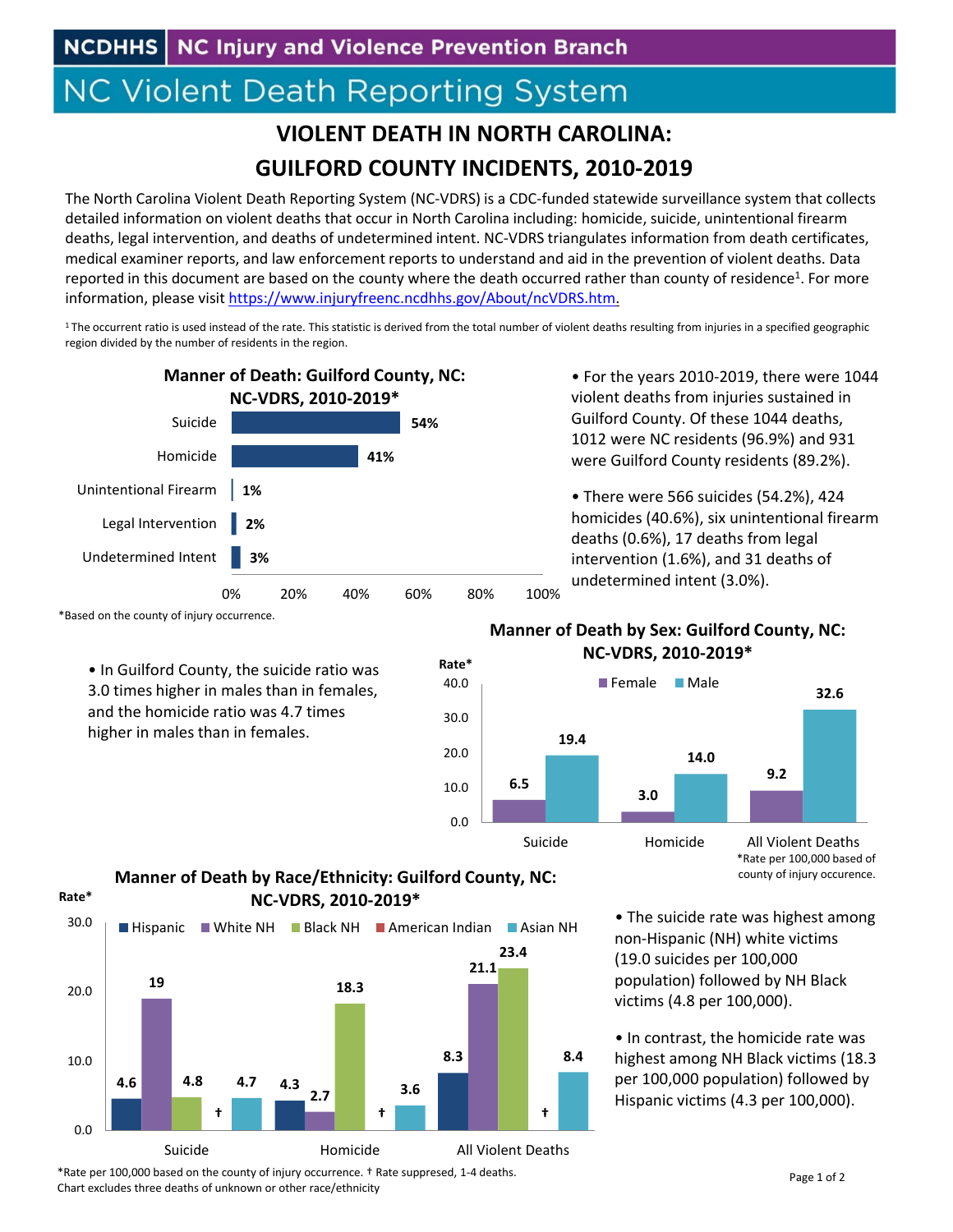NCDHHS | NC Injury and Violence Prevention Branch

# NC Violent Death Reporting System

## VIOLENT DEATH IN NORTH CAROLINA: GUILFORD COUNTY INCIDENTS, 2010-2019

The North Carolina Violent Death Reporting System (NC-VDRS) is a CDC-funded statewide surveillance system that collects detailed information on violent deaths that occur in North Carolina including: homicide, suicide, unintentional firearm deaths, legal intervention, and deaths of undetermined intent. NC-VDRS triangulates information from death certificates, medical examiner reports, and law enforcement reports to understand and aid in the prevention of violent deaths. Data reported in this document are based on the county where the death occurred rather than county of residence[1]. For more information, please visit https://www.injuryfreenc.ncdhhs.gov/About/ncVDRS.htm.

[1] The occurrent ratio is used instead of the rate. This statistic is derived from the total number of violent deaths resulting from injuries in a specified geographic region divided by the number of residents in the region.

**Manner of Death: Guilford County, NC: NC-VDRS, 2010-2019***

| Manner | Percent |
|---|---|
| Suicide | 54% |
| Homicide | 41% |
| Unintentional Firearm | 1% |
| Legal Intervention | 2% |
| Undetermined Intent | 3% |

*Based on the county of injury occurrence.

- For the years 2010-2019, there were 1044 violent deaths from injuries sustained in Guilford County. Of these 1044 deaths, 1012 were NC residents (96.9%) and 931 were Guilford County residents (89.2%).
- There were 566 suicides (54.2%), 424 homicides (40.6%), six unintentional firearm deaths (0.6%), 17 deaths from legal intervention (1.6%), and 31 deaths of undetermined intent (3.0%).
- In Guilford County, the suicide ratio was 3.0 times higher in males than in females, and the homicide ratio was 4.7 times higher in males than in females.

**Manner of Death by Sex: Guilford County, NC: NC-VDRS, 2010-2019***

| Rate* | Female | Male |
|---|---|---|
| Suicide | 6.5 | 19.4 |
| Homicide | 3.0 | 14.0 |
| All Violent Deaths | 9.2 | 32.6 |

*Rate per 100,000 based of county of injury occurence.

**Manner of Death by Race/Ethnicity: Guilford County, NC: NC-VDRS, 2010-2019***

| Rate* | Hispanic | White NH | Black NH | American Indian | Asian NH |
|---|---|---|---|---|---|
| Suicide | 4.6 | 19 | 4.8 | † | 4.7 |
| Homicide | 4.3 | 2.7 | 18.3 | † | 3.6 |
| All Violent Deaths | 8.3 | 21.1 | 23.4 | † | 8.4 |

*Rate per 100,000 based on the county of injury occurrence. † Rate suppressed, 1-4 deaths.
Chart excludes three deaths of unknown or other race/ethnicity

- The suicide rate was highest among non-Hispanic (NH) white victims (19.0 suicides per 100,000 population) followed by NH Black victims (4.8 per 100,000).
- In contrast, the homicide rate was highest among NH Black victims (18.3 per 100,000 population) followed by Hispanic victims (4.3 per 100,000).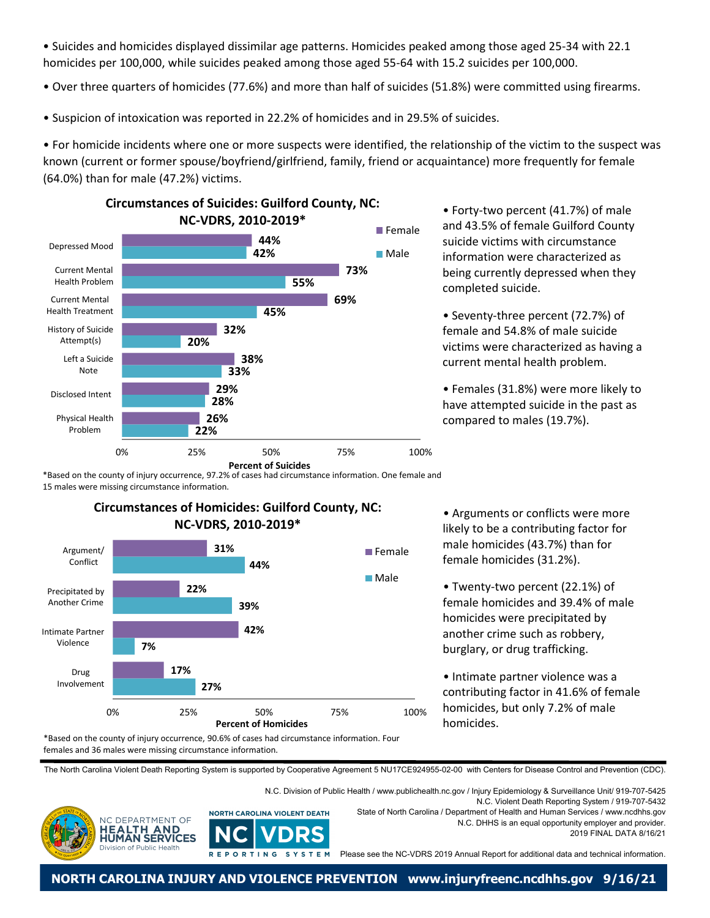• Suicides and homicides displayed dissimilar age patterns. Homicides peaked among those aged 25-34 with 22.1 homicides per 100,000, while suicides peaked among those aged 55-64 with 15.2 suicides per 100,000.

• Over three quarters of homicides (77.6%) and more than half of suicides (51.8%) were committed using firearms.

• Suspicion of intoxication was reported in 22.2% of homicides and in 29.5% of suicides.

• For homicide incidents where one or more suspects were identified, the relationship of the victim to the suspect was known (current or former spouse/boyfriend/girlfriend, family, friend or acquaintance) more frequently for female (64.0%) than for male (47.2%) victims.

**Circumstances of Suicides: Guilford County, NC: NC-VDRS, 2010-2019***

Female
Male

Depressed Mood
44%
42%

Current Mental Health Problem
73%
55%

Current Mental Health Treatment
69%
45%

History of Suicide Attempt(s)
32%
20%

Left a Suicide Note
38%
33%

Disclosed Intent
29%
28%

Physical Health Problem
26%
22%

0% 25% 50% 75% 100%
Percent of Suicides

*Based on the county of injury occurrence, 97.2% of cases had circumstance information. One female and 15 males were missing circumstance information.

• Forty-two percent (41.7%) of male and 43.5% of female Guilford County suicide victims with circumstance information were characterized as being currently depressed when they completed suicide.

• Seventy-three percent (72.7%) of female and 54.8% of male suicide victims were characterized as having a current mental health problem.

• Females (31.8%) were more likely to have attempted suicide in the past as compared to males (19.7%).

**Circumstances of Homicides: Guilford County, NC: NC-VDRS, 2010-2019***

Female
Male

Argument/ Conflict
31%
44%

Precipitated by Another Crime
22%
39%

Intimate Partner Violence
42%
7%

Drug Involvement
17%
27%

0% 25% 50% 75% 100%
Percent of Homicides

*Based on the county of injury occurrence, 90.6% of cases had circumstance information. Four females and 36 males were missing circumstance information.

• Arguments or conflicts were more likely to be a contributing factor for male homicides (43.7%) than for female homicides (31.2%).

• Twenty-two percent (22.1%) of female homicides and 39.4% of male homicides were precipitated by another crime such as robbery, burglary, or drug trafficking.

• Intimate partner violence was a contributing factor in 41.6% of female homicides, but only 7.2% of male homicides.

The North Carolina Violent Death Reporting System is supported by Cooperative Agreement 5 NU17CE924955-02-00 with Centers for Disease Control and Prevention (CDC).

N.C. Division of Public Health / www.publichealth.nc.gov / Injury Epidemiology & Surveillance Unit/ 919-707-5425
N.C. Violent Death Reporting System / 919-707-5432
State of North Carolina / Department of Health and Human Services / www.ncdhhs.gov
N.C. DHHS is an equal opportunity employer and provider.
2019 FINAL DATA 8/16/21

NC DEPARTMENT OF HEALTH AND HUMAN SERVICES Division of Public Health

NORTH CAROLINA VIOLENT DEATH NC VDRS REPORTING SYSTEM

Please see the NC-VDRS 2019 Annual Report for additional data and technical information.

**NORTH CAROLINA INJURY AND VIOLENCE PREVENTION www.injuryfreenc.ncdhhs.gov 9/16/21**